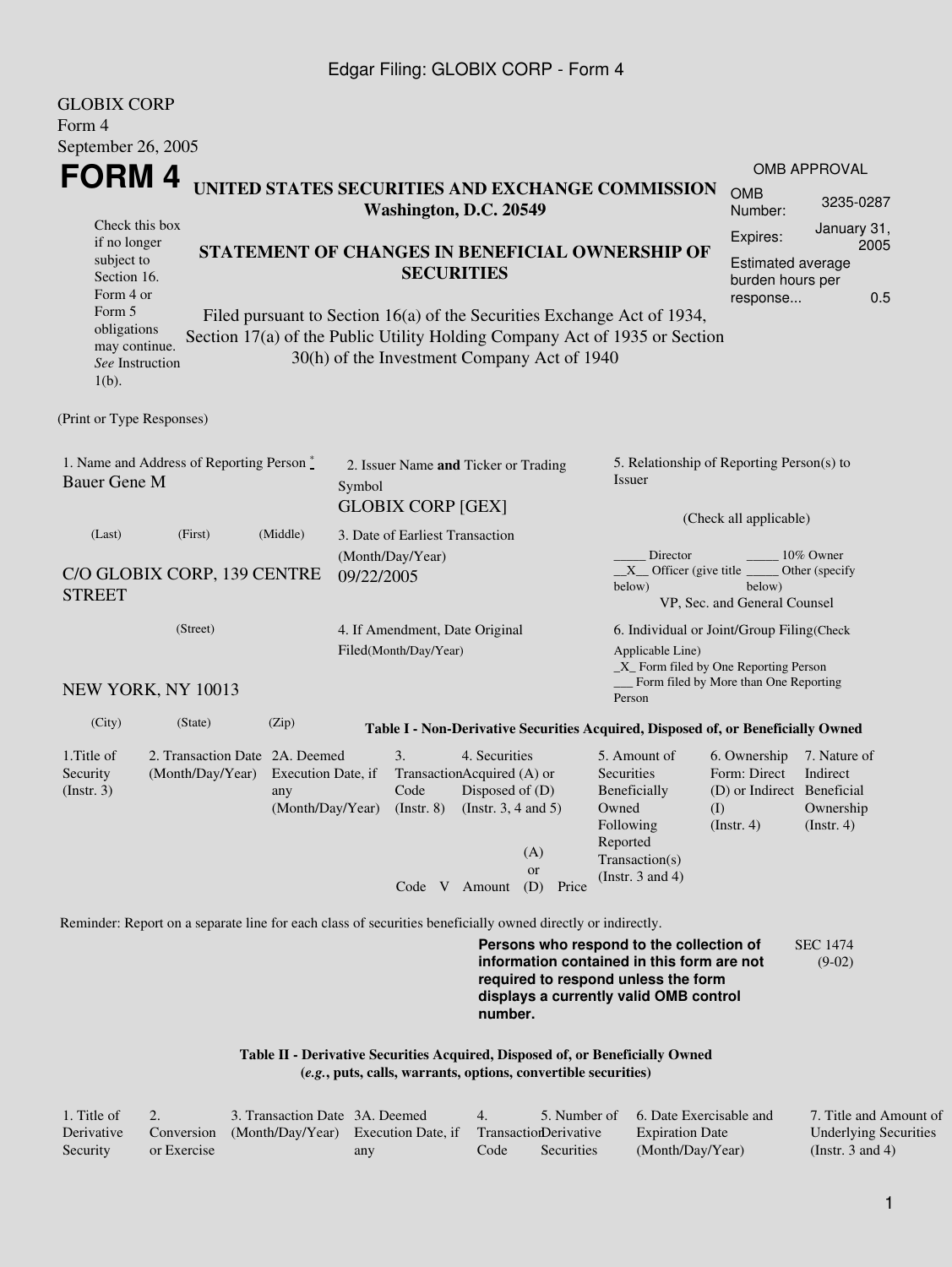GLOBIX CORP
Form 4
September 26, 2005

# FORM 4

## UNITED STATES SECURITIES AND EXCHANGE COMMISSION
**Washington, D.C. 20549**

| OMB APPROVAL | |
|---|---|
| OMB Number: | 3235-0287 |
| Expires: | January 31, 2005 |
| Estimated average burden hours per response... | 0.5 |

Check this box if no longer subject to Section 16. Form 4 or Form 5 obligations may continue. *See* Instruction 1(b).

## STATEMENT OF CHANGES IN BENEFICIAL OWNERSHIP OF SECURITIES

Filed pursuant to Section 16(a) of the Securities Exchange Act of 1934, Section 17(a) of the Public Utility Holding Company Act of 1935 or Section 30(h) of the Investment Company Act of 1940

(Print or Type Responses)

1. Name and Address of Reporting Person *
Bauer Gene M

(Last) (First) (Middle)

C/O GLOBIX CORP, 139 CENTRE STREET

(Street)

NEW YORK, NY 10013

(City) (State) (Zip)

2. Issuer Name **and** Ticker or Trading Symbol
GLOBIX CORP [GEX]

3. Date of Earliest Transaction (Month/Day/Year)
09/22/2005

4. If Amendment, Date Original Filed(Month/Day/Year)

5. Relationship of Reporting Person(s) to Issuer

(Check all applicable)

_____ Director _____ 10% Owner
__X__ Officer (give title below) _____ Other (specify below)
VP, Sec. and General Counsel

6. Individual or Joint/Group Filing(Check Applicable Line)
_X_ Form filed by One Reporting Person
___ Form filed by More than One Reporting Person

**Table I - Non-Derivative Securities Acquired, Disposed of, or Beneficially Owned**

| 1.Title of Security (Instr. 3) | 2. Transaction Date (Month/Day/Year) | 2A. Deemed Execution Date, if any (Month/Day/Year) | 3. Transaction Code (Instr. 8) | | 4. Securities Acquired (A) or Disposed of (D) (Instr. 3, 4 and 5) | | | 5. Amount of Securities Beneficially Owned Following Reported Transaction(s) (Instr. 3 and 4) | 6. Ownership Form: Direct (D) or Indirect (I) (Instr. 4) | 7. Nature of Indirect Beneficial Ownership (Instr. 4) |
|---|---|---|---|---|---|---|---|---|---|---|
| | | | Code | V | Amount | (A) or (D) | Price | | | |

Reminder: Report on a separate line for each class of securities beneficially owned directly or indirectly.

**Persons who respond to the collection of information contained in this form are not required to respond unless the form displays a currently valid OMB control number.**

SEC 1474 (9-02)

**Table II - Derivative Securities Acquired, Disposed of, or Beneficially Owned**
**(*e.g.*, puts, calls, warrants, options, convertible securities)**

| 1. Title of Derivative Security | 2. Conversion or Exercise | 3. Transaction Date (Month/Day/Year) | 3A. Deemed Execution Date, if any | 4. Transaction Code | 5. Number of Derivative Securities | 6. Date Exercisable and Expiration Date (Month/Day/Year) | 7. Title and Amount of Underlying Securities (Instr. 3 and 4) |
|---|---|---|---|---|---|---|---|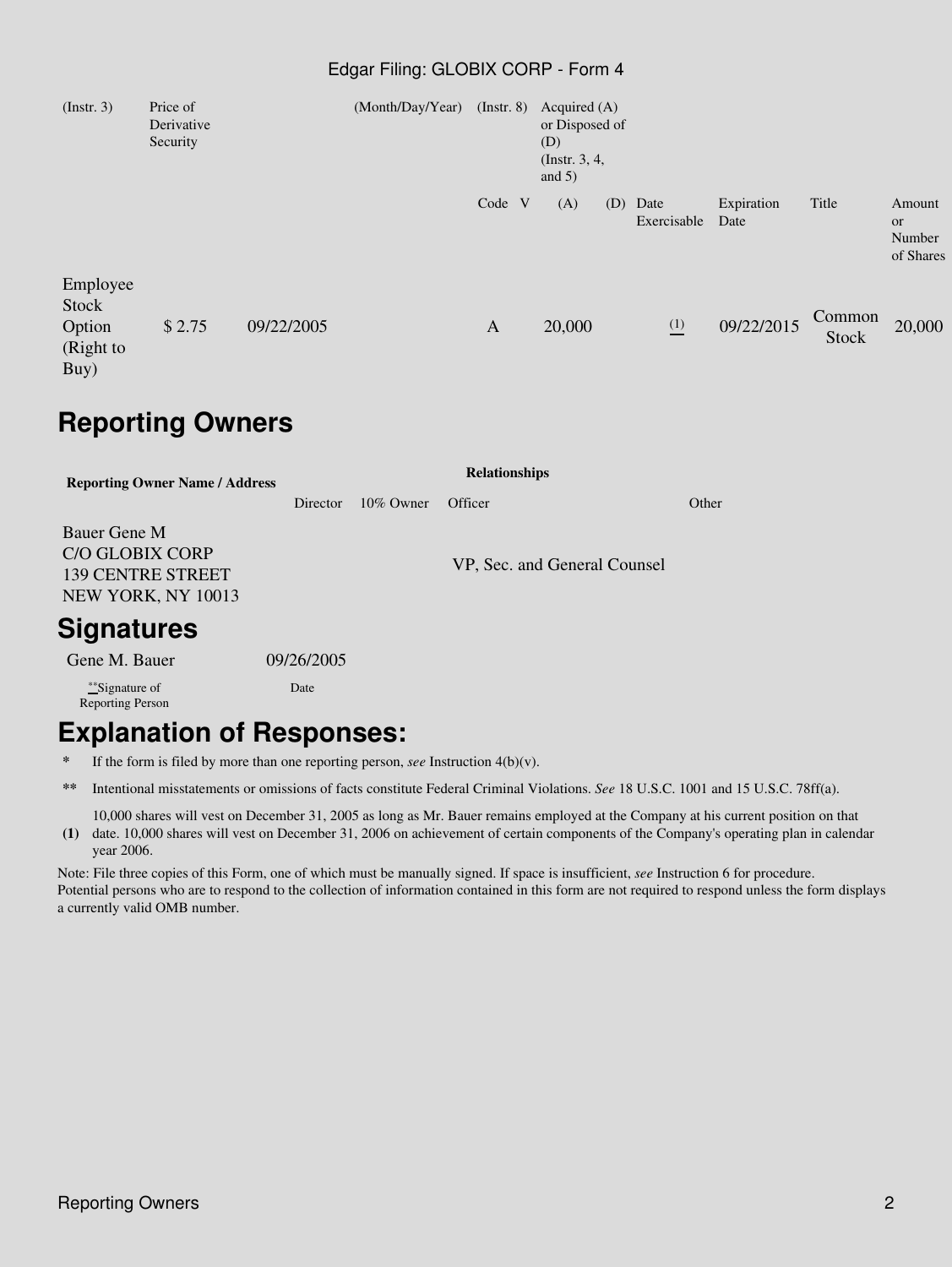| (Instr. 3) | Price of Derivative Security | | (Month/Day/Year) | (Instr. 8) | | Acquired (A) or Disposed of (D) (Instr. 3, 4, and 5) | | | | | |
|---|---|---|---|---|---|---|---|---|---|---|---|
| | | | | Code | V | (A) | (D) | Date Exercisable | Expiration Date | Title | Amount or Number of Shares |
| Employee Stock Option (Right to Buy) | $ 2.75 | 09/22/2005 | | A | | 20,000 | | (1) | 09/22/2015 | Common Stock | 20,000 |

# Reporting Owners

| Reporting Owner Name / Address | Relationships | | | |
|---|---|---|---|---|
| | Director | 10% Owner | Officer | Other |
| Bauer Gene M<br>C/O GLOBIX CORP<br>139 CENTRE STREET<br>NEW YORK, NY 10013 | | | VP, Sec. and General Counsel | |

# Signatures

| | |
|---|---|
| Gene M. Bauer | 09/26/2005 |
| **Signature of Reporting Person | Date |

# Explanation of Responses:

\* If the form is filed by more than one reporting person, *see* Instruction 4(b)(v).

\*\* Intentional misstatements or omissions of facts constitute Federal Criminal Violations. *See* 18 U.S.C. 1001 and 15 U.S.C. 78ff(a).

**(1)** 10,000 shares will vest on December 31, 2005 as long as Mr. Bauer remains employed at the Company at his current position on that date. 10,000 shares will vest on December 31, 2006 on achievement of certain components of the Company's operating plan in calendar year 2006.

Note: File three copies of this Form, one of which must be manually signed. If space is insufficient, *see* Instruction 6 for procedure.
Potential persons who are to respond to the collection of information contained in this form are not required to respond unless the form displays a currently valid OMB number.